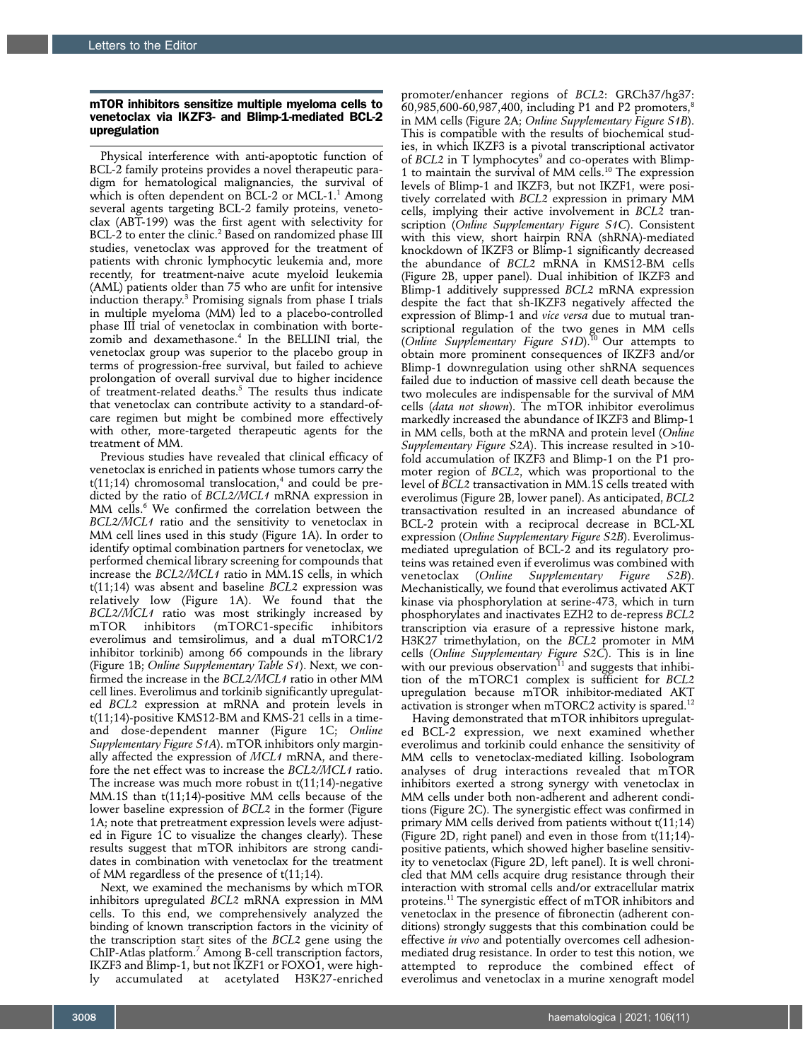## mTOR inhibitors sensitize multiple myeloma cells to venetoclax via IKZF3- and Blimp-1-mediated BCL-2 upregulation

Physical interference with anti-apoptotic function of BCL-2 family proteins provides a novel therapeutic paradigm for hematological malignancies, the survival of which is often dependent on BCL-2 or MCL-1.[1] Among several agents targeting BCL-2 family proteins, venetoclax (ABT-199) was the first agent with selectivity for BCL-2 to enter the clinic.[2] Based on randomized phase III studies, venetoclax was approved for the treatment of patients with chronic lymphocytic leukemia and, more recently, for treatment-naive acute myeloid leukemia (AML) patients older than 75 who are unfit for intensive induction therapy.[3] Promising signals from phase I trials in multiple myeloma (MM) led to a placebo-controlled phase III trial of venetoclax in combination with bortezomib and dexamethasone.[4] In the BELLINI trial, the venetoclax group was superior to the placebo group in terms of progression-free survival, but failed to achieve prolongation of overall survival due to higher incidence of treatment-related deaths.[5] The results thus indicate that venetoclax can contribute activity to a standard-of-care regimen but might be combined more effectively with other, more-targeted therapeutic agents for the treatment of MM.

Previous studies have revealed that clinical efficacy of venetoclax is enriched in patients whose tumors carry the t(11;14) chromosomal translocation,[4] and could be predicted by the ratio of *BCL2/MCL1* mRNA expression in MM cells.[6] We confirmed the correlation between the *BCL2/MCL1* ratio and the sensitivity to venetoclax in MM cell lines used in this study (Figure 1A). In order to identify optimal combination partners for venetoclax, we performed chemical library screening for compounds that increase the *BCL2/MCL1* ratio in MM.1S cells, in which t(11;14) was absent and baseline *BCL2* expression was relatively low (Figure 1A). We found that the *BCL2/MCL1* ratio was most strikingly increased by mTOR inhibitors (mTORC1-specific inhibitors everolimus and temsirolimus, and a dual mTORC1/2 inhibitor torkinib) among 66 compounds in the library (Figure 1B; *Online Supplementary Table S1*). Next, we confirmed the increase in the *BCL2/MCL1* ratio in other MM cell lines. Everolimus and torkinib significantly upregulated *BCL2* expression at mRNA and protein levels in t(11;14)-positive KMS12-BM and KMS-21 cells in a time- and dose-dependent manner (Figure 1C; *Online Supplementary Figure S1A*). mTOR inhibitors only marginally affected the expression of *MCL1* mRNA, and therefore the net effect was to increase the *BCL2/MCL1* ratio. The increase was much more robust in t(11;14)-negative MM.1S than t(11;14)-positive MM cells because of the lower baseline expression of *BCL2* in the former (Figure 1A; note that pretreatment expression levels were adjusted in Figure 1C to visualize the changes clearly). These results suggest that mTOR inhibitors are strong candidates in combination with venetoclax for the treatment of MM regardless of the presence of t(11;14).

Next, we examined the mechanisms by which mTOR inhibitors upregulated *BCL2* mRNA expression in MM cells. To this end, we comprehensively analyzed the binding of known transcription factors in the vicinity of the transcription start sites of the *BCL2* gene using the ChIP-Atlas platform.[7] Among B-cell transcription factors, IKZF3 and Blimp-1, but not IKZF1 or FOXO1, were highly accumulated at acetylated H3K27-enriched promoter/enhancer regions of *BCL2*: GRCh37/hg37: 60,985,600-60,987,400, including P1 and P2 promoters,[8] in MM cells (Figure 2A; *Online Supplementary Figure S1B*). This is compatible with the results of biochemical studies, in which IKZF3 is a pivotal transcriptional activator of *BCL2* in T lymphocytes[9] and co-operates with Blimp-1 to maintain the survival of MM cells.[10] The expression levels of Blimp-1 and IKZF3, but not IKZF1, were positively correlated with *BCL2* expression in primary MM cells, implying their active involvement in *BCL2* transcription (*Online Supplementary Figure S1C*). Consistent with this view, short hairpin RNA (shRNA)-mediated knockdown of IKZF3 or Blimp-1 significantly decreased the abundance of *BCL2* mRNA in KMS12-BM cells (Figure 2B, upper panel). Dual inhibition of IKZF3 and Blimp-1 additively suppressed *BCL2* mRNA expression despite the fact that sh-IKZF3 negatively affected the expression of Blimp-1 and *vice versa* due to mutual transcriptional regulation of the two genes in MM cells (*Online Supplementary Figure S1D*).[10] Our attempts to obtain more prominent consequences of IKZF3 and/or Blimp-1 downregulation using other shRNA sequences failed due to induction of massive cell death because the two molecules are indispensable for the survival of MM cells (*data not shown*). The mTOR inhibitor everolimus markedly increased the abundance of IKZF3 and Blimp-1 in MM cells, both at the mRNA and protein level (*Online Supplementary Figure S2A*). This increase resulted in >10-fold accumulation of IKZF3 and Blimp-1 on the P1 promoter region of *BCL2*, which was proportional to the level of *BCL2* transactivation in MM.1S cells treated with everolimus (Figure 2B, lower panel). As anticipated, *BCL2* transactivation resulted in an increased abundance of BCL-2 protein with a reciprocal decrease in BCL-XL expression (*Online Supplementary Figure S2B*). Everolimus-mediated upregulation of BCL-2 and its regulatory proteins was retained even if everolimus was combined with venetoclax (*Online Supplementary Figure S2B*). Mechanistically, we found that everolimus activated AKT kinase via phosphorylation at serine-473, which in turn phosphorylates and inactivates EZH2 to de-repress *BCL2* transcription via erasure of a repressive histone mark, H3K27 trimethylation, on the *BCL2* promoter in MM cells (*Online Supplementary Figure S2C*). This is in line with our previous observation[11] and suggests that inhibition of the mTORC1 complex is sufficient for *BCL2* upregulation because mTOR inhibitor-mediated AKT activation is stronger when mTORC2 activity is spared.[12]

Having demonstrated that mTOR inhibitors upregulated BCL-2 expression, we next examined whether everolimus and torkinib could enhance the sensitivity of MM cells to venetoclax-mediated killing. Isobologram analyses of drug interactions revealed that mTOR inhibitors exerted a strong synergy with venetoclax in MM cells under both non-adherent and adherent conditions (Figure 2C). The synergistic effect was confirmed in primary MM cells derived from patients without t(11;14) (Figure 2D, right panel) and even in those from t(11;14)-positive patients, which showed higher baseline sensitivity to venetoclax (Figure 2D, left panel). It is well chronicled that MM cells acquire drug resistance through their interaction with stromal cells and/or extracellular matrix proteins.[11] The synergistic effect of mTOR inhibitors and venetoclax in the presence of fibronectin (adherent conditions) strongly suggests that this combination could be effective *in vivo* and potentially overcomes cell adhesion-mediated drug resistance. In order to test this notion, we attempted to reproduce the combined effect of everolimus and venetoclax in a murine xenograft model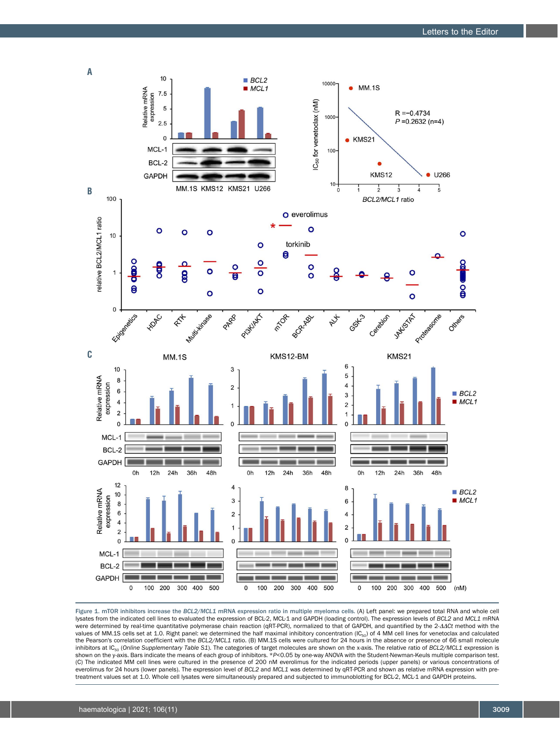**Figure 1. mTOR inhibitors increase the *BCL2/MCL1* mRNA expression ratio in multiple myeloma cells.** (A) Left panel: we prepared total RNA and whole cell lysates from the indicated cell lines to evaluated the expression of BCL-2, MCL-1 and GAPDH (loading control). The expression levels of *BCL2* and *MCL1* mRNA were determined by real-time quantitative polymerase chain reaction (qRT-PCR), normalized to that of GAPDH, and quantified by the 2-$\Delta\Delta Ct$ method with the values of MM.1S cells set at 1.0. Right panel: we determined the half maximal inhibitory concentration ($IC_{50}$) of 4 MM cell lines for venetoclax and calculated the Pearson's correlation coefficient with the *BCL2/MCL1* ratio. (B) MM.1S cells were cultured for 24 hours in the absence or presence of 66 small molecule inhibitors at $IC_{50}$ (*Online Supplementary Table S1*). The categories of target molecules are shown on the x-axis. The relative ratio of *BCL2/MCL1* expression is shown on the y-axis. Bars indicate the means of each group of inhibitors. \**P*<0.05 by one-way ANOVA with the Student-Newman-Keuls multiple comparison test. (C) The indicated MM cell lines were cultured in the presence of 200 nM everolimus for the indicated periods (upper panels) or various concentrations of everolimus for 24 hours (lower panels). The expression level of *BCL2* and *MCL1* was determined by qRT-PCR and shown as relative mRNA expression with pre-treatment values set at 1.0. Whole cell lysates were simultaneously prepared and subjected to immunoblotting for BCL-2, MCL-1 and GAPDH proteins.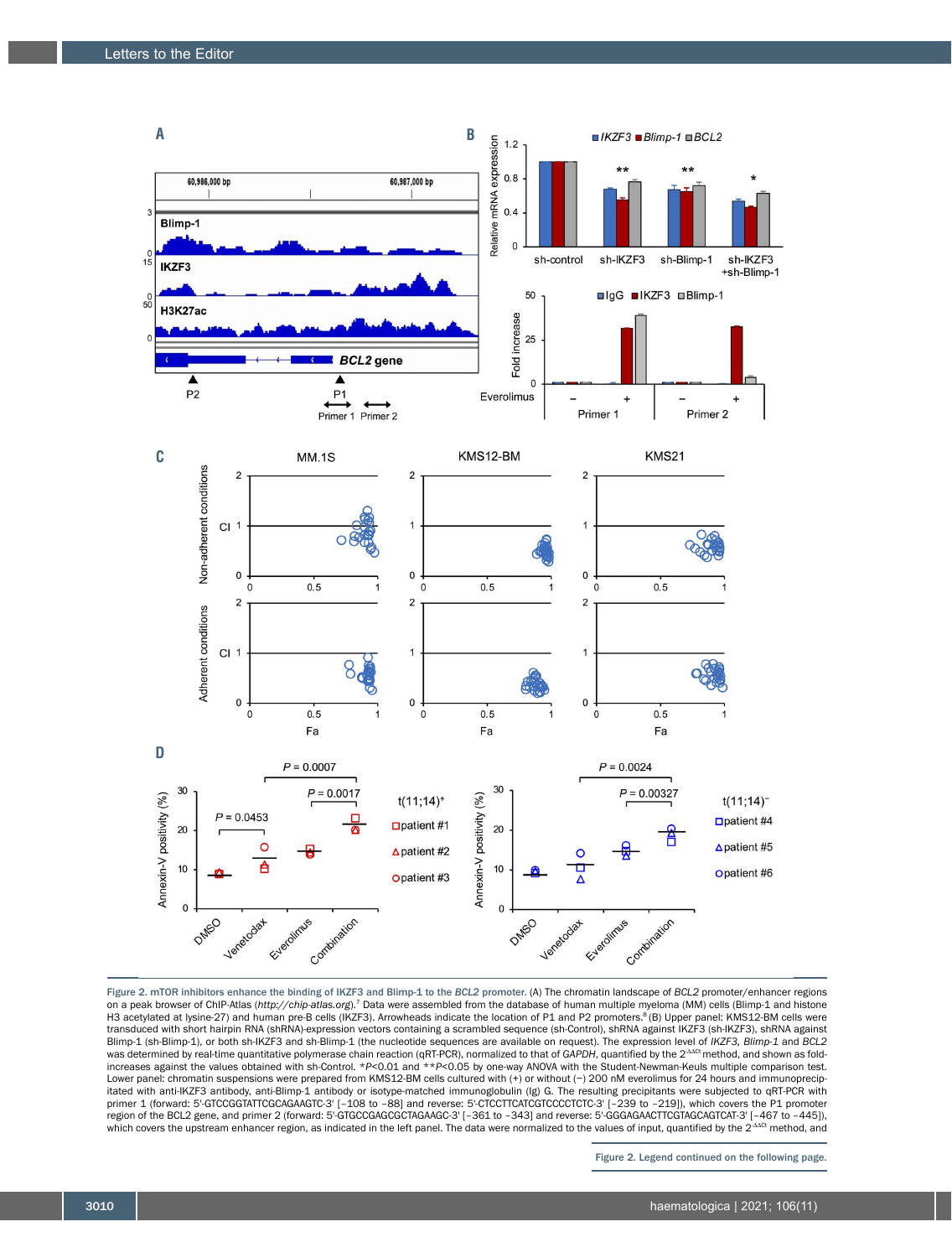Figure 2. mTOR inhibitors enhance the binding of IKZF3 and Blimp-1 to the *BCL2* promoter. (A) The chromatin landscape of *BCL2* promoter/enhancer regions on a peak browser of ChIP-Atlas (*http://chip-atlas.org*).[7] Data were assembled from the database of human multiple myeloma (MM) cells (Blimp-1 and histone H3 acetylated at lysine-27) and human pre-B cells (IKZF3). Arrowheads indicate the location of P1 and P2 promoters.[8] (B) Upper panel: KMS12-BM cells were transduced with short hairpin RNA (shRNA)-expression vectors containing a scrambled sequence (sh-Control), shRNA against IKZF3 (sh-IKZF3), shRNA against Blimp-1 (sh-Blimp-1), or both sh-IKZF3 and sh-Blimp-1 (the nucleotide sequences are available on request). The expression level of *IKZF3*, *Blimp-1* and *BCL2* was determined by real-time quantitative polymerase chain reaction (qRT-PCR), normalized to that of *GAPDH*, quantified by the $2^{-\Delta\Delta Ct}$ method, and shown as fold-increases against the values obtained with sh-Control. \**P*<0.01 and \*\**P*<0.05 by one-way ANOVA with the Student-Newman-Keuls multiple comparison test. Lower panel: chromatin suspensions were prepared from KMS12-BM cells cultured with (+) or without (−) 200 nM everolimus for 24 hours and immunoprecipitated with anti-IKZF3 antibody, anti-Blimp-1 antibody or isotype-matched immunoglobulin (Ig) G. The resulting precipitants were subjected to qRT-PCR with primer 1 (forward: 5'-GTCCGGTATTCGCAGAAGTC-3' [−108 to −88] and reverse: 5'-CTCCTTCATCGTCCCCTCTC-3' [−239 to −219]), which covers the P1 promoter region of the BCL2 gene, and primer 2 (forward: 5'-GTGCCGAGCGCTAGAAGC-3' [−361 to −343] and reverse: 5'-GGGAGAACTTCGTAGCAGTCAT-3' [−467 to −445]), which covers the upstream enhancer region, as indicated in the left panel. The data were normalized to the values of input, quantified by the $2^{-\Delta\Delta Ct}$ method, and

Figure 2. Legend continued on the following page.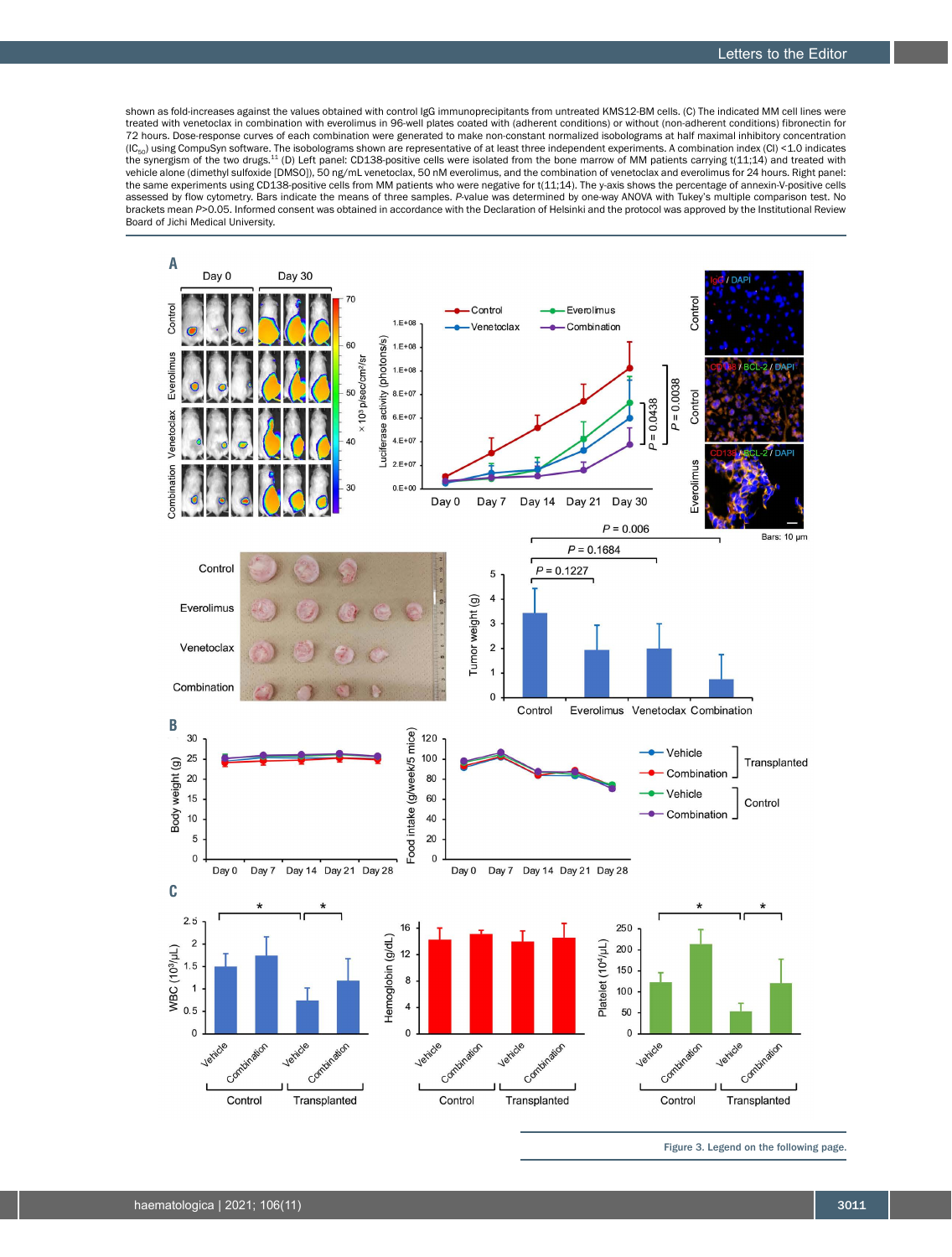shown as fold-increases against the values obtained with control IgG immunoprecipitants from untreated KMS12-BM cells. (C) The indicated MM cell lines were treated with venetoclax in combination with everolimus in 96-well plates coated with (adherent conditions) or without (non-adherent conditions) fibronectin for 72 hours. Dose-response curves of each combination were generated to make non-constant normalized isobolograms at half maximal inhibitory concentration ($IC_{50}$) using CompuSyn software. The isobolograms shown are representative of at least three independent experiments. A combination index (CI) <1.0 indicates the synergism of the two drugs.[11] (D) Left panel: CD138-positive cells were isolated from the bone marrow of MM patients carrying t(11;14) and treated with vehicle alone (dimethyl sulfoxide [DMSO]), 50 ng/mL venetoclax, 50 nM everolimus, and the combination of venetoclax and everolimus for 24 hours. Right panel: the same experiments using CD138-positive cells from MM patients who were negative for t(11;14). The y-axis shows the percentage of annexin-V-positive cells assessed by flow cytometry. Bars indicate the means of three samples. *P*-value was determined by one-way ANOVA with Tukey's multiple comparison test. No brackets mean *P*>0.05. Informed consent was obtained in accordance with the Declaration of Helsinki and the protocol was approved by the Institutional Review Board of Jichi Medical University.

Figure 3. Legend on the following page.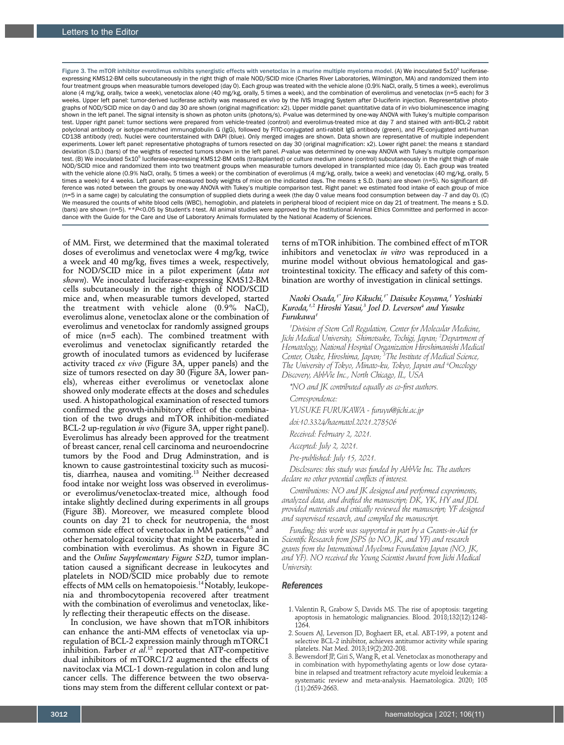Figure 3. The mTOR inhibitor everolimus exhibits synergistic effects with venetoclax in a murine multiple myeloma model. (A) We inoculated $5x10^5$ luciferase-expressing KMS12-BM cells subcutaneously in the right thigh of male NOD/SCID mice (Charles River Laboratories, Wilmington, MA) and randomized them into four treatment groups when measurable tumors developed (day 0). Each group was treated with the vehicle alone (0.9% NaCl, orally, 5 times a week), everolimus alone (4 mg/kg, orally, twice a week), venetoclax alone (40 mg/kg, orally, 5 times a week), and the combination of everolimus and venetoclax (n=5 each) for 3 weeks. Upper left panel: tumor-derived luciferase activity was measured *ex vivo* by the IVIS Imaging System after D-luciferin injection. Representative photographs of NOD/SCID mice on day 0 and day 30 are shown (original magnification: x2). Upper middle panel: quantitative data of *in vivo* bioluminescence imaging shown in the left panel. The signal intensity is shown as photon units (photons/s). *P*-value was determined by one-way ANOVA with Tukey's multiple comparison test. Upper right panel: tumor sections were prepared from vehicle-treated (control) and everolimus-treated mice at day 7 and stained with anti-BCL-2 rabbit polyclonal antibody or isotype-matched immunoglobulin G (IgG), followed by FITC-conjugated anti-rabbit IgG antibody (green), and PE-conjugated anti-human CD138 antibody (red). Nuclei were counterstained with DAPI (blue). Only merged images are shown. Data shown are representative of multiple independent experiments. Lower left panel: representative photographs of tumors resected on day 30 (original magnification: x2). Lower right panel: the means ± standard deviation (S.D.) (bars) of the weights of resected tumors shown in the left panel. *P*-value was determined by one-way ANOVA with Tukey's multiple comparison test. (B) We inoculated $5x10^5$ luciferase-expressing KMS12-BM cells (transplanted) or culture medium alone (control) subcutaneously in the right thigh of male NOD/SCID mice and randomized them into two treatment groups when measurable tumors developed in transplanted mice (day 0). Each group was treated with the vehicle alone (0.9% NaCl, orally, 5 times a week) or the combination of everolimus (4 mg/kg, orally, twice a week) and venetoclax (40 mg/kg, orally, 5 times a week) for 4 weeks. Left panel: we measured body weights of mice on the indicated days. The means ± S.D. (bars) are shown (n=5). No significant difference was noted between the groups by one-way ANOVA with Tukey's multiple comparison test. Right panel: we estimated food intake of each group of mice (n=5 in a same cage) by calculating the consumption of supplied diets during a week (the day 0 value means food consumption between day -7 and day 0). (C) We measured the counts of white blood cells (WBC), hemoglobin, and platelets in peripheral blood of recipient mice on day 21 of treatment. The means ± S.D. (bars) are shown (n=5). $^{**}P<0.05$ by Student's *t*-test. All animal studies were approved by the Institutional Animal Ethics Committee and performed in accordance with the Guide for the Care and Use of Laboratory Animals formulated by the National Academy of Sciences.

of MM. First, we determined that the maximal tolerated doses of everolimus and venetoclax were 4 mg/kg, twice a week and 40 mg/kg, fives times a week, respectively, for NOD/SCID mice in a pilot experiment (*data not shown*). We inoculated luciferase-expressing KMS12-BM cells subcutaneously in the right thigh of NOD/SCID mice and, when measurable tumors developed, started the treatment with vehicle alone (0.9% NaCl), everolimus alone, venetoclax alone or the combination of everolimus and venetoclax for randomly assigned groups of mice (n=5 each). The combined treatment with everolimus and venetoclax significantly retarded the growth of inoculated tumors as evidenced by luciferase activity traced *ex vivo* (Figure 3A, upper panels) and the size of tumors resected on day 30 (Figure 3A, lower panels), whereas either everolimus or venetoclax alone showed only moderate effects at the doses and schedules used. A histopathological examination of resected tumors confirmed the growth-inhibitory effect of the combination of the two drugs and mTOR inhibition-mediated BCL-2 up-regulation *in vivo* (Figure 3A, upper right panel). Everolimus has already been approved for the treatment of breast cancer, renal cell carcinoma and neuroendocrine tumors by the Food and Drug Adminstration, and is known to cause gastrointestinal toxicity such as mucositis, diarrhea, nausea and vomiting.[13] Neither decreased food intake nor weight loss was observed in everolimus- or everolimus/venetoclax-treated mice, although food intake slightly declined during experiments in all groups (Figure 3B). Moreover, we measured complete blood counts on day 21 to check for neutropenia, the most common side effect of venetoclax in MM patients,[4,5] and other hematological toxicity that might be exacerbated in combination with everolimus. As shown in Figure 3C and the *Online Supplementary Figure S2D*, tumor implantation caused a significant decrease in leukocytes and platelets in NOD/SCID mice probably due to remote effects of MM cells on hematopoiesis.[14] Notably, leukopenia and thrombocytopenia recovered after treatment with the combination of everolimus and venetoclax, likely reflecting their therapeutic effects on the disease.

In conclusion, we have shown that mTOR inhibitors can enhance the anti-MM effects of venetoclax via up-regulation of BCL-2 expression mainly through mTORC1 inhibition. Farber *et al*.[15] reported that ATP-competitive dual inhibitors of mTORC1/2 augmented the effects of navitoclax via MCL-1 down-regulation in colon and lung cancer cells. The difference between the two observations may stem from the different cellular context or patterns of mTOR inhibition. The combined effect of mTOR inhibitors and venetoclax *in vitro* was reproduced in a murine model without obvious hematological and gastrointestinal toxicity. The efficacy and safety of this combination are worthy of investigation in clinical settings.

*Naoki Osada,[1*] Jiro Kikuchi,[1*] Daisuke Koyama,[1] Yoshiaki Kuroda,[1,2] Hiroshi Yasui,[3] Joel D. Leverson[4] and Yusuke Furukawa[1]*

*[1]Division of Stem Cell Regulation, Center for Molecular Medicine, Jichi Medical University, Shimotsuke, Tochigi, Japan; [2]Department of Hematology, National Hospital Organization Hiroshimanishi Medical Center, Otake, Hiroshima, Japan; [3]The Institute of Medical Science, The University of Tokyo, Minato-ku, Tokyo, Japan and [4]Oncology Discovery, AbbVie Inc., North Chicago, IL, USA*

*\*NO and JK contributed equally as co-first authors.*

*Correspondence:*

*YUSUKE FURUKAWA - furuyu@jichi.ac.jp*

*doi:10.3324/haematol.2021.278506*

*Received: February 2, 2021.*

*Accepted: July 2, 2021.*

*Pre-published: July 15, 2021.*

*Disclosures: this study was funded by AbbVie Inc. The authors declare no other potential conflicts of interest.*

*Contributions: NO and JK designed and performed experiments, analyzed data, and drafted the manuscript; DK, YK, HY and JDL provided materials and critically reviewed the manuscript; YF designed and supervised research, and compiled the manuscript.*

*Funding: this work was supported in part by a Grants-in-Aid for Scientific Research from JSPS (to NO, JK, and YF) and research grants from the International Myeloma Foundation Japan (NO, JK, and YF). NO received the Young Scientist Award from Jichi Medical University.*

## References

1. Valentin R, Grabow S, Davids MS. The rise of apoptosis: targeting apoptosis in hematologic malignancies. Blood. 2018;132(12):1248-1264.
2. Souers AJ, Leverson JD, Boghaert ER, et.al. ABT-199, a potent and selective BCL-2 inhibitor, achieves antitumor activity while sparing platelets. Nat Med. 2013;19(2):202-208.
3. Bewersdorf JP, Giri S, Wang R, et al. Venetoclax as monotherapy and in combination with hypomethylating agents or low dose cytarabine in relapsed and treatment refractory acute myeloid leukemia: a systematic review and meta-analysis. Haematologica. 2020; 105 (11):2659-2663.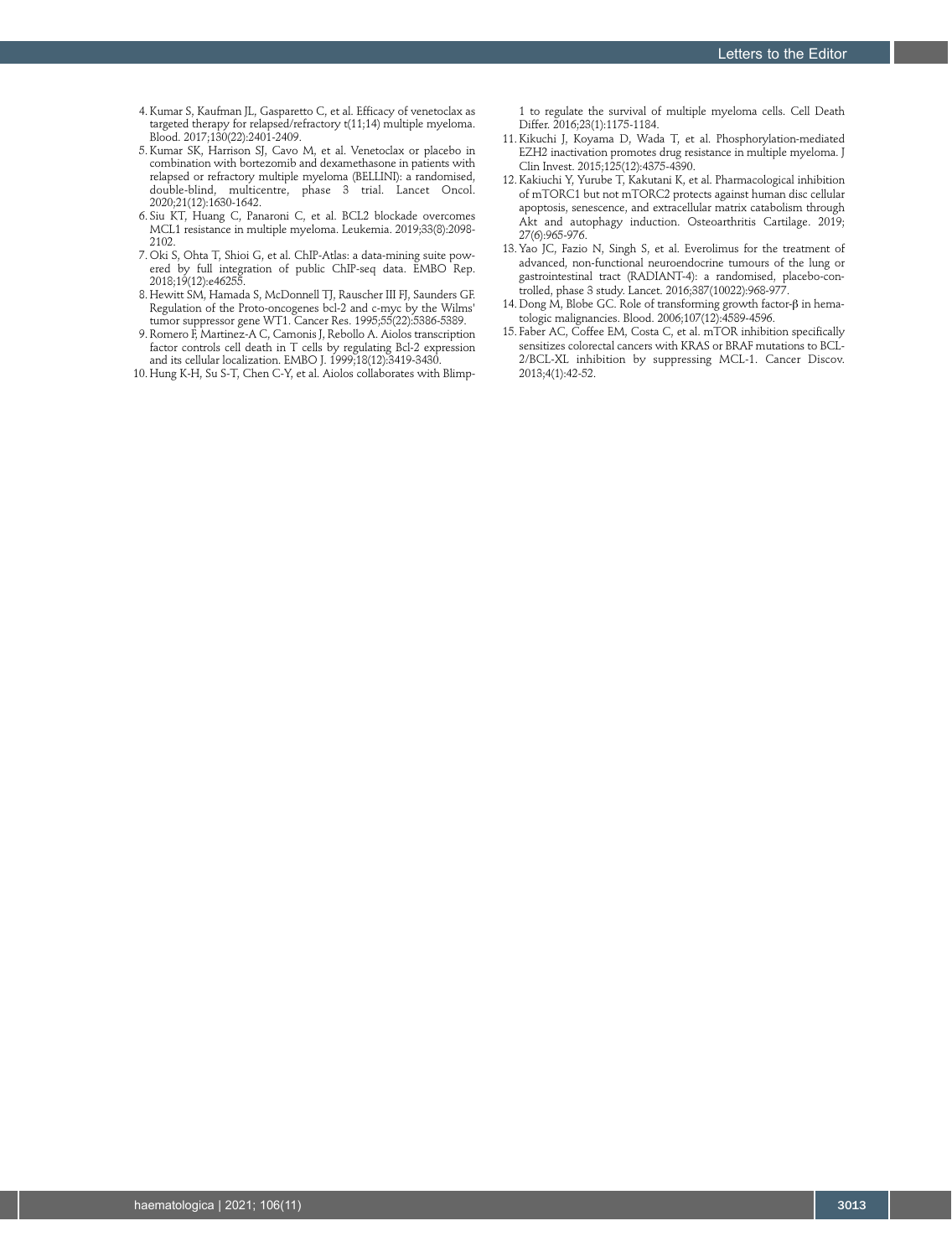4. Kumar S, Kaufman JL, Gasparetto C, et al. Efficacy of venetoclax as targeted therapy for relapsed/refractory t(11;14) multiple myeloma. Blood. 2017;130(22):2401-2409.
5. Kumar SK, Harrison SJ, Cavo M, et al. Venetoclax or placebo in combination with bortezomib and dexamethasone in patients with relapsed or refractory multiple myeloma (BELLINI): a randomised, double-blind, multicentre, phase 3 trial. Lancet Oncol. 2020;21(12):1630-1642.
6. Siu KT, Huang C, Panaroni C, et al. BCL2 blockade overcomes MCL1 resistance in multiple myeloma. Leukemia. 2019;33(8):2098-2102.
7. Oki S, Ohta T, Shioi G, et al. ChIP-Atlas: a data-mining suite powered by full integration of public ChIP-seq data. EMBO Rep. 2018;19(12):e46255.
8. Hewitt SM, Hamada S, McDonnell TJ, Rauscher III FJ, Saunders GF. Regulation of the Proto-oncogenes bcl-2 and c-myc by the Wilms' tumor suppressor gene WT1. Cancer Res. 1995;55(22):5386-5389.
9. Romero F, Martinez-A C, Camonis J, Rebollo A. Aiolos transcription factor controls cell death in T cells by regulating Bcl-2 expression and its cellular localization. EMBO J. 1999;18(12):3419-3430.
10. Hung K-H, Su S-T, Chen C-Y, et al. Aiolos collaborates with Blimp-1 to regulate the survival of multiple myeloma cells. Cell Death Differ. 2016;23(1):1175-1184.
11. Kikuchi J, Koyama D, Wada T, et al. Phosphorylation-mediated EZH2 inactivation promotes drug resistance in multiple myeloma. J Clin Invest. 2015;125(12):4375-4390.
12. Kakiuchi Y, Yurube T, Kakutani K, et al. Pharmacological inhibition of mTORC1 but not mTORC2 protects against human disc cellular apoptosis, senescence, and extracellular matrix catabolism through Akt and autophagy induction. Osteoarthritis Cartilage. 2019; 27(6):965-976.
13. Yao JC, Fazio N, Singh S, et al. Everolimus for the treatment of advanced, non-functional neuroendocrine tumours of the lung or gastrointestinal tract (RADIANT-4): a randomised, placebo-controlled, phase 3 study. Lancet. 2016;387(10022):968-977.
14. Dong M, Blobe GC. Role of transforming growth factor-β in hematologic malignancies. Blood. 2006;107(12):4589-4596.
15. Faber AC, Coffee EM, Costa C, et al. mTOR inhibition specifically sensitizes colorectal cancers with KRAS or BRAF mutations to BCL-2/BCL-XL inhibition by suppressing MCL-1. Cancer Discov. 2013;4(1):42-52.